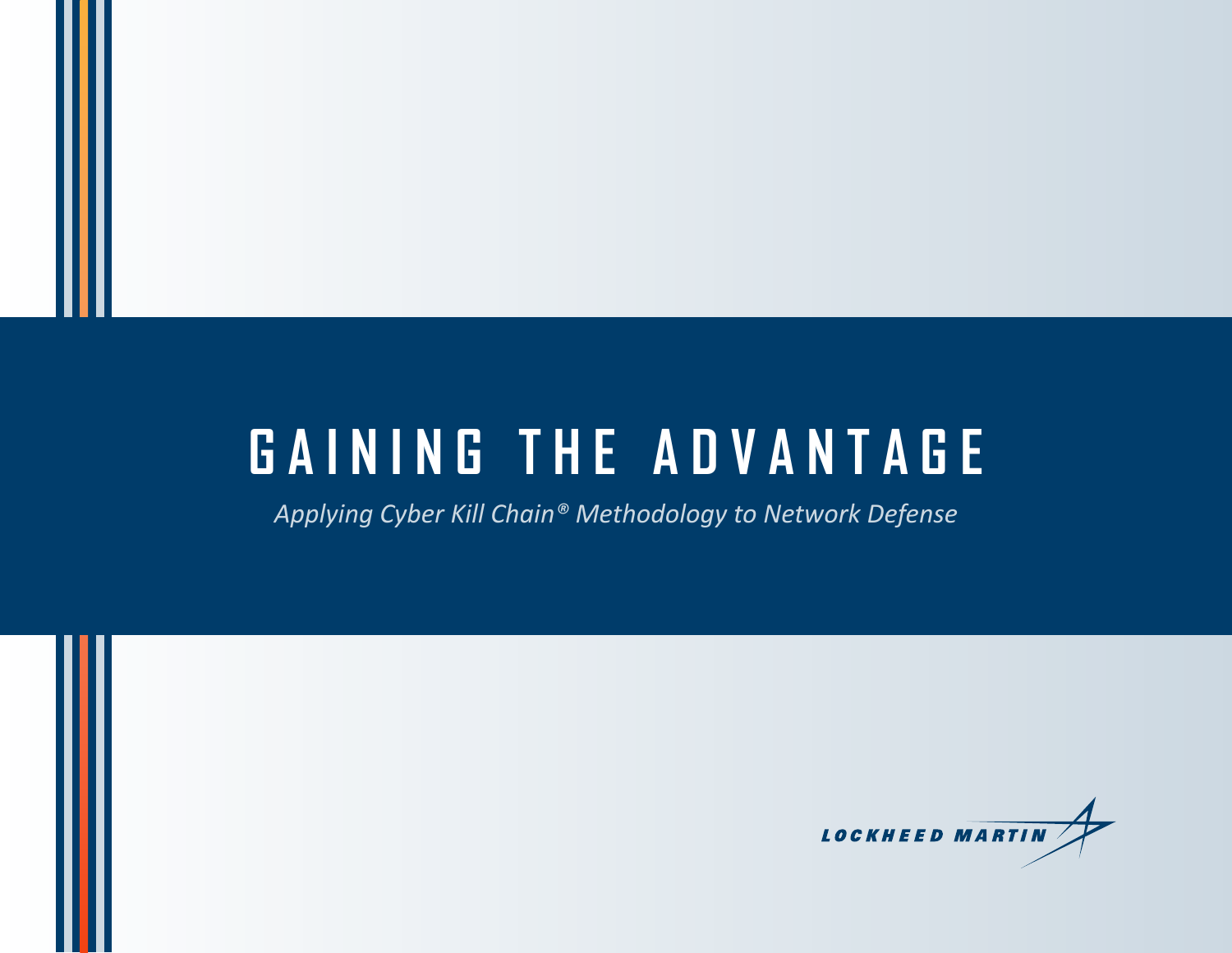# GAINING THE ADVANTAGE

*Applying Cyber Kill Chain® Methodology to Network Defense*

LOCKHEED MARTIN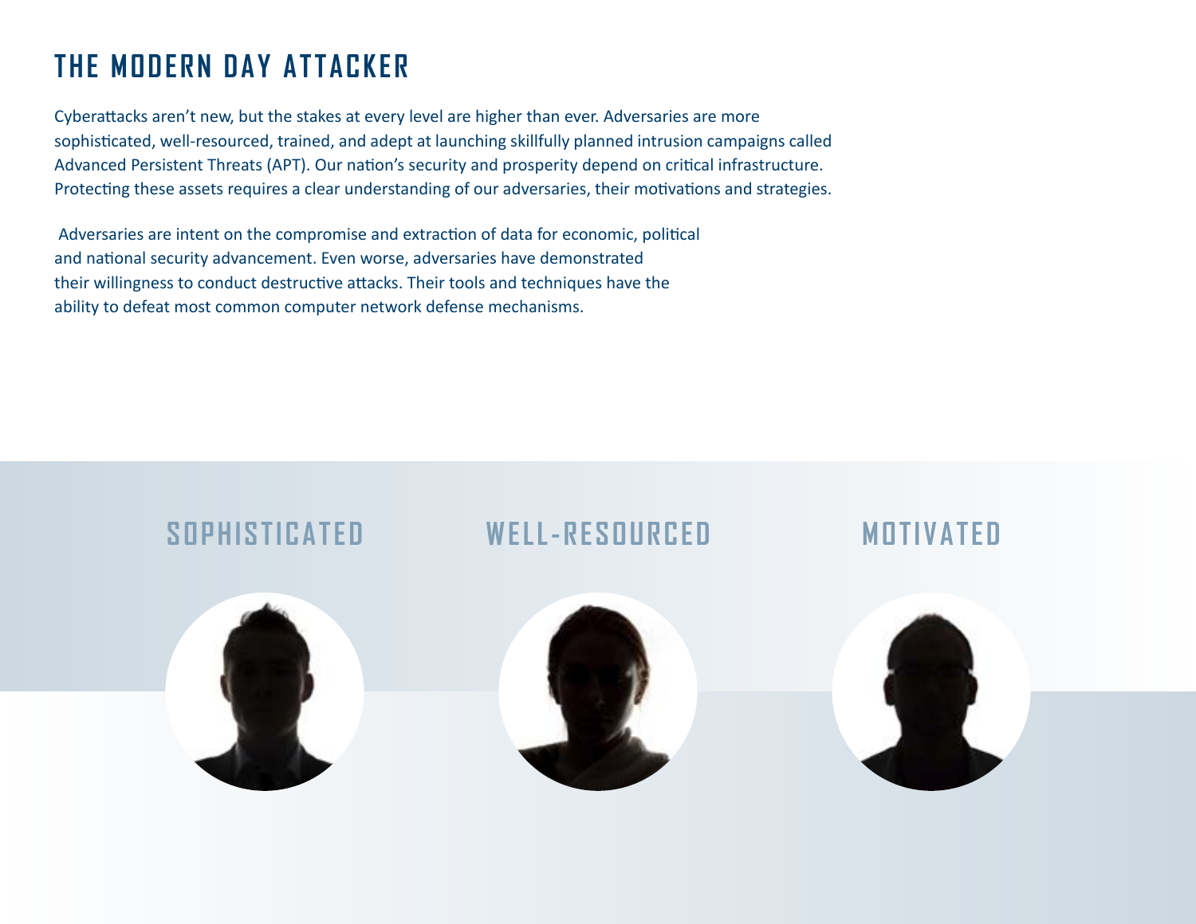# THE MODERN DAY ATTACKER

Cyberattacks aren't new, but the stakes at every level are higher than ever. Adversaries are more sophisticated, well-resourced, trained, and adept at launching skillfully planned intrusion campaigns called Advanced Persistent Threats (APT). Our nation's security and prosperity depend on critical infrastructure. Protecting these assets requires a clear understanding of our adversaries, their motivations and strategies.

Adversaries are intent on the compromise and extraction of data for economic, political and national security advancement. Even worse, adversaries have demonstrated their willingness to conduct destructive attacks. Their tools and techniques have the ability to defeat most common computer network defense mechanisms.

## SOPHISTICATED

## WELL-RESOURCED

## MOTIVATED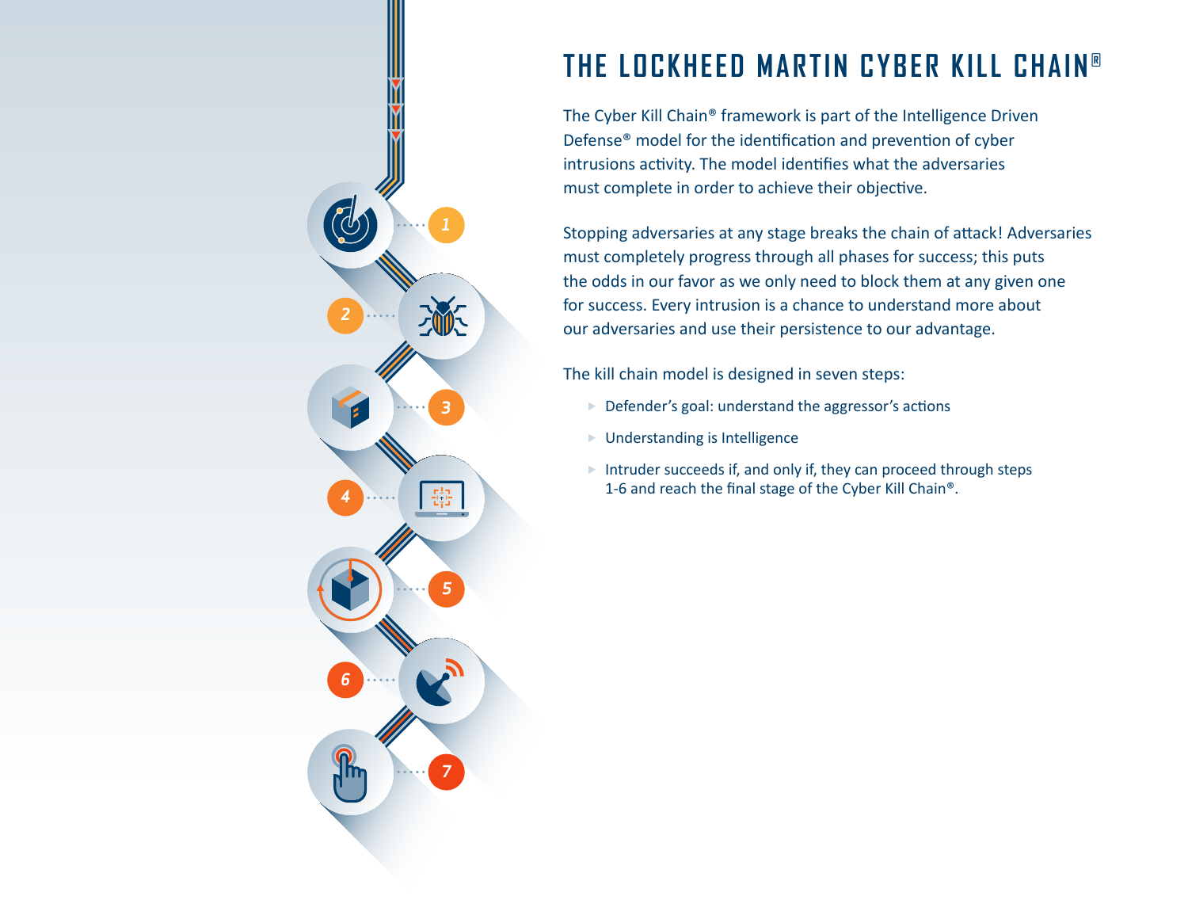# THE LOCKHEED MARTIN CYBER KILL CHAIN®

The Cyber Kill Chain® framework is part of the Intelligence Driven Defense® model for the identification and prevention of cyber intrusions activity. The model identifies what the adversaries must complete in order to achieve their objective.

Stopping adversaries at any stage breaks the chain of attack! Adversaries must completely progress through all phases for success; this puts the odds in our favor as we only need to block them at any given one for success. Every intrusion is a chance to understand more about our adversaries and use their persistence to our advantage.

The kill chain model is designed in seven steps:

- Defender's goal: understand the aggressor's actions
- Understanding is Intelligence
- Intruder succeeds if, and only if, they can proceed through steps 1-6 and reach the final stage of the Cyber Kill Chain®.

1

2

3

4

5

6

7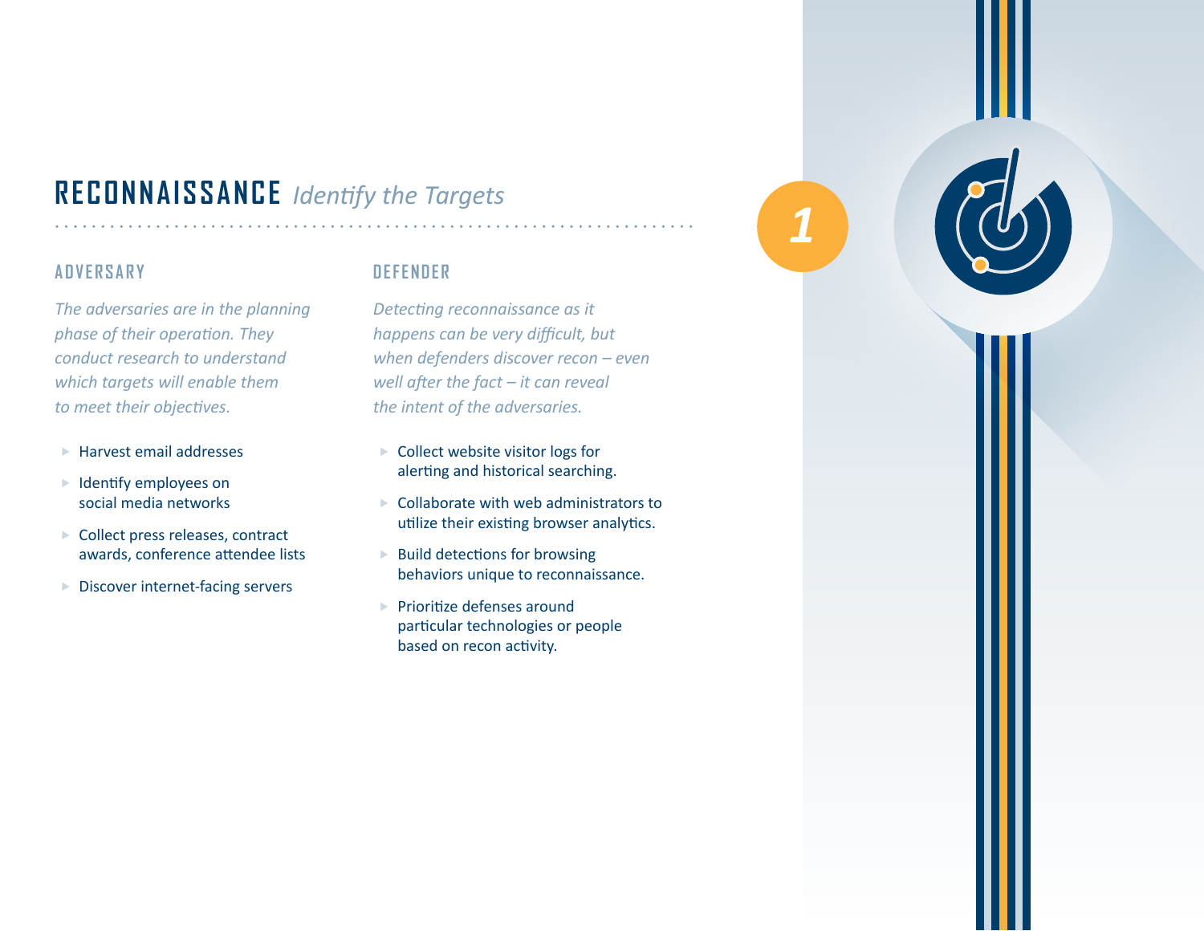# RECONNAISSANCE *Identify the Targets*

1

## ADVERSARY

*The adversaries are in the planning phase of their operation. They conduct research to understand which targets will enable them to meet their objectives.*

- Harvest email addresses
- Identify employees on social media networks
- Collect press releases, contract awards, conference attendee lists
- Discover internet-facing servers

## DEFENDER

*Detecting reconnaissance as it happens can be very difficult, but when defenders discover recon – even well after the fact – it can reveal the intent of the adversaries.*

- Collect website visitor logs for alerting and historical searching.
- Collaborate with web administrators to utilize their existing browser analytics.
- Build detections for browsing behaviors unique to reconnaissance.
- Prioritize defenses around particular technologies or people based on recon activity.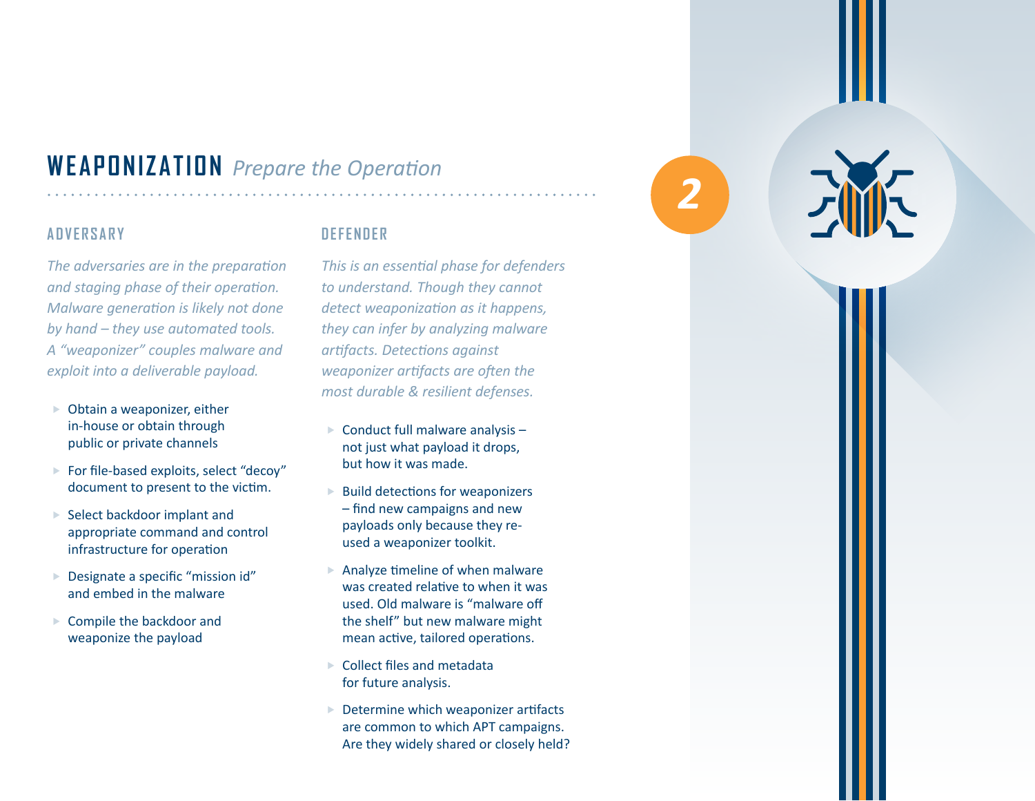## WEAPONIZATION *Prepare the Operation*

2

### ADVERSARY

*The adversaries are in the preparation and staging phase of their operation. Malware generation is likely not done by hand – they use automated tools. A "weaponizer" couples malware and exploit into a deliverable payload.*

- Obtain a weaponizer, either in-house or obtain through public or private channels
- For file-based exploits, select "decoy" document to present to the victim.
- Select backdoor implant and appropriate command and control infrastructure for operation
- Designate a specific "mission id" and embed in the malware
- Compile the backdoor and weaponize the payload

### DEFENDER

*This is an essential phase for defenders to understand. Though they cannot detect weaponization as it happens, they can infer by analyzing malware artifacts. Detections against weaponizer artifacts are often the most durable & resilient defenses.*

- Conduct full malware analysis – not just what payload it drops, but how it was made.
- Build detections for weaponizers – find new campaigns and new payloads only because they re-used a weaponizer toolkit.
- Analyze timeline of when malware was created relative to when it was used. Old malware is "malware off the shelf" but new malware might mean active, tailored operations.
- Collect files and metadata for future analysis.
- Determine which weaponizer artifacts are common to which APT campaigns. Are they widely shared or closely held?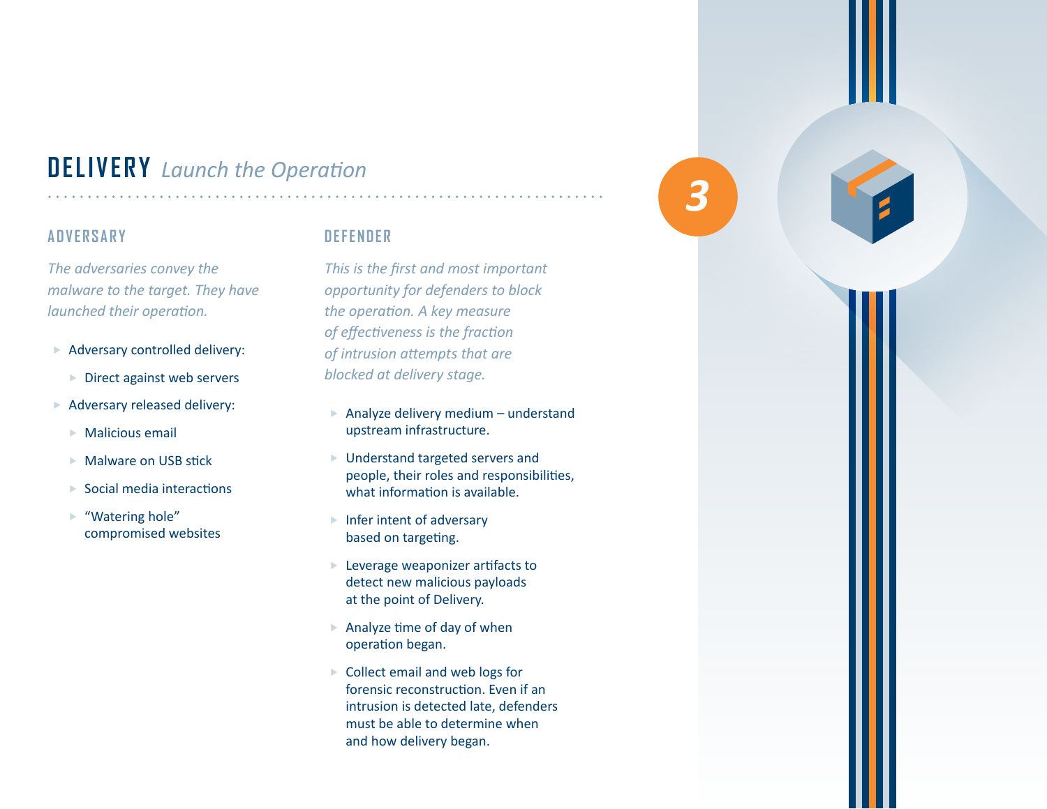# DELIVERY *Launch the Operation*

3

## ADVERSARY

*The adversaries convey the malware to the target. They have launched their operation.*

- Adversary controlled delivery:
  - Direct against web servers
- Adversary released delivery:
  - Malicious email
  - Malware on USB stick
  - Social media interactions
  - “Watering hole” compromised websites

## DEFENDER

*This is the first and most important opportunity for defenders to block the operation. A key measure of effectiveness is the fraction of intrusion attempts that are blocked at delivery stage.*

- Analyze delivery medium – understand upstream infrastructure.
- Understand targeted servers and people, their roles and responsibilities, what information is available.
- Infer intent of adversary based on targeting.
- Leverage weaponizer artifacts to detect new malicious payloads at the point of Delivery.
- Analyze time of day of when operation began.
- Collect email and web logs for forensic reconstruction. Even if an intrusion is detected late, defenders must be able to determine when and how delivery began.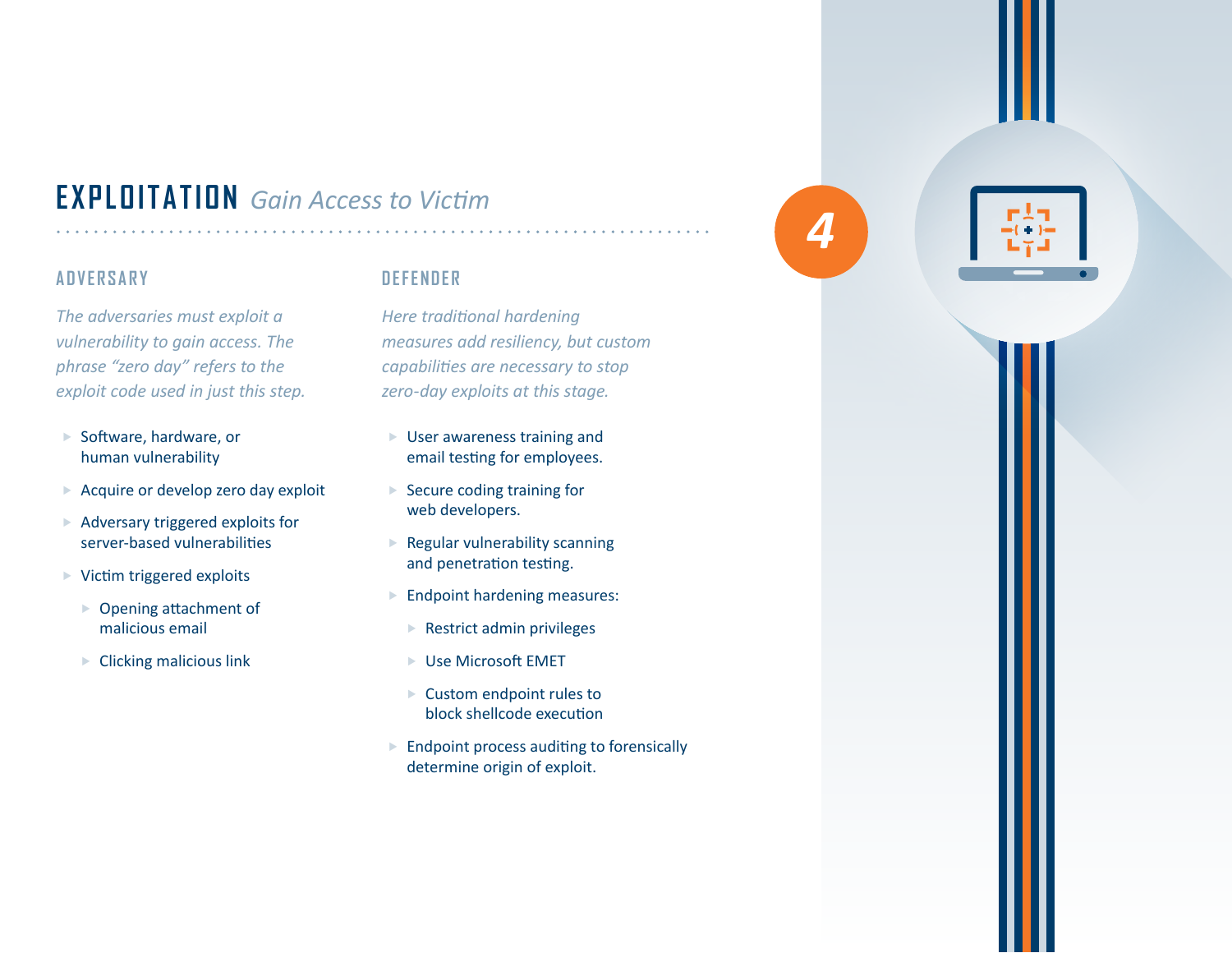# EXPLOITATION *Gain Access to Victim*

4

## ADVERSARY

*The adversaries must exploit a vulnerability to gain access. The phrase "zero day" refers to the exploit code used in just this step.*

- Software, hardware, or human vulnerability
- Acquire or develop zero day exploit
- Adversary triggered exploits for server-based vulnerabilities
- Victim triggered exploits
  - Opening attachment of malicious email
  - Clicking malicious link

## DEFENDER

*Here traditional hardening measures add resiliency, but custom capabilities are necessary to stop zero-day exploits at this stage.*

- User awareness training and email testing for employees.
- Secure coding training for web developers.
- Regular vulnerability scanning and penetration testing.
- Endpoint hardening measures:
  - Restrict admin privileges
  - Use Microsoft EMET
  - Custom endpoint rules to block shellcode execution
- Endpoint process auditing to forensically determine origin of exploit.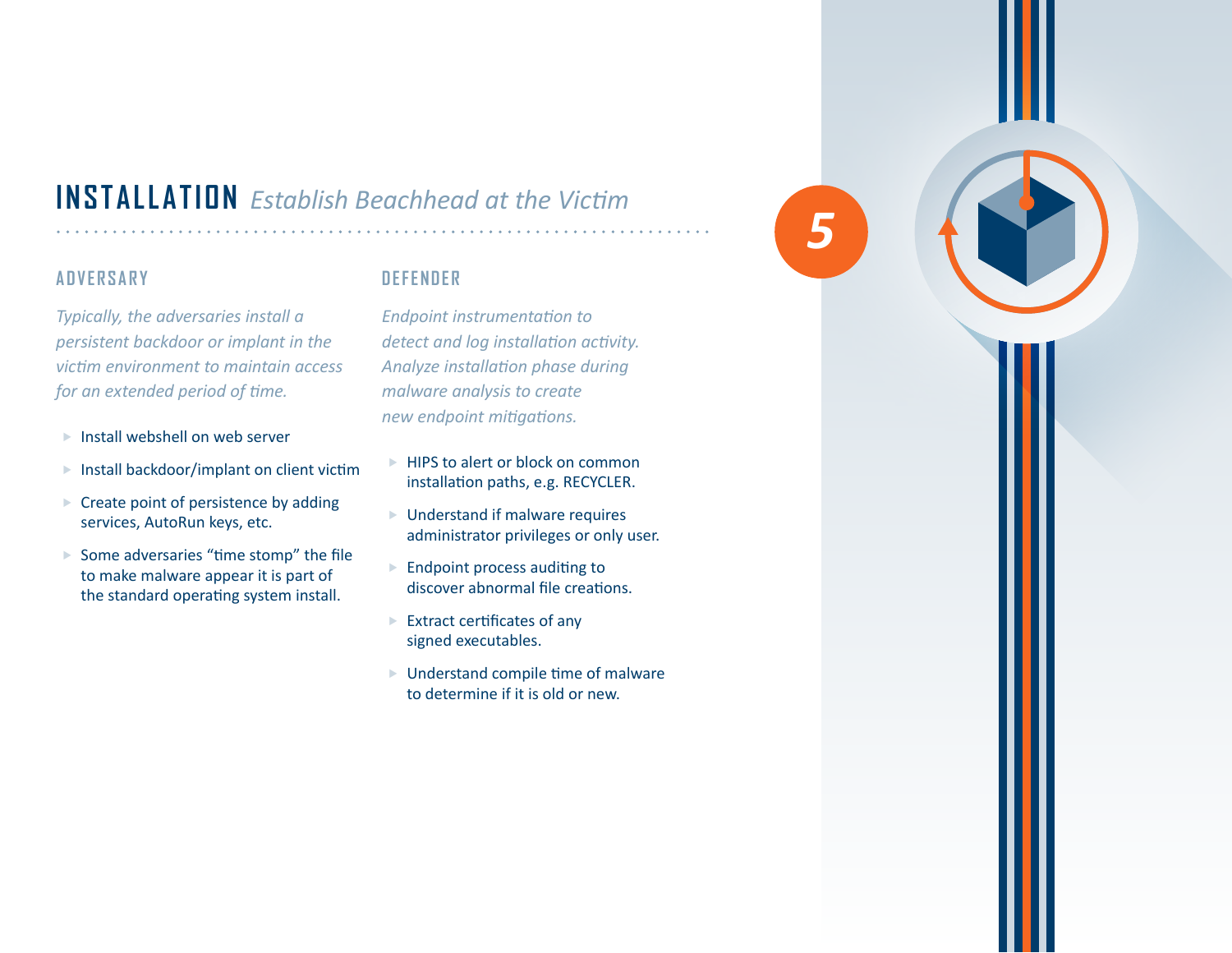## INSTALLATION *Establish Beachhead at the Victim*

5

### ADVERSARY

*Typically, the adversaries install a persistent backdoor or implant in the victim environment to maintain access for an extended period of time.*

- Install webshell on web server
- Install backdoor/implant on client victim
- Create point of persistence by adding services, AutoRun keys, etc.
- Some adversaries “time stomp” the file to make malware appear it is part of the standard operating system install.

### DEFENDER

*Endpoint instrumentation to detect and log installation activity. Analyze installation phase during malware analysis to create new endpoint mitigations.*

- HIPS to alert or block on common installation paths, e.g. RECYCLER.
- Understand if malware requires administrator privileges or only user.
- Endpoint process auditing to discover abnormal file creations.
- Extract certificates of any signed executables.
- Understand compile time of malware to determine if it is old or new.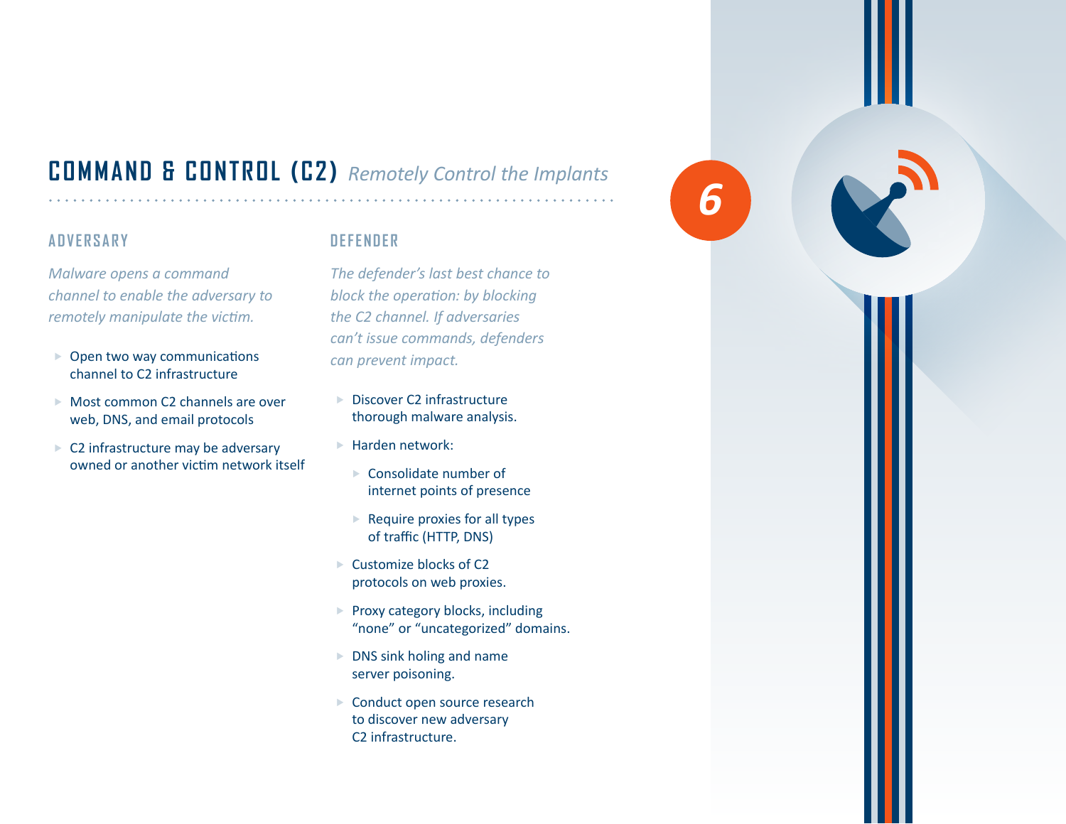## COMMAND & CONTROL (C2) *Remotely Control the Implants*

6

### ADVERSARY

*Malware opens a command channel to enable the adversary to remotely manipulate the victim.*

- Open two way communications channel to C2 infrastructure
- Most common C2 channels are over web, DNS, and email protocols
- C2 infrastructure may be adversary owned or another victim network itself

### DEFENDER

*The defender's last best chance to block the operation: by blocking the C2 channel. If adversaries can't issue commands, defenders can prevent impact.*

- Discover C2 infrastructure thorough malware analysis.
- Harden network:
  - Consolidate number of internet points of presence
  - Require proxies for all types of traffic (HTTP, DNS)
- Customize blocks of C2 protocols on web proxies.
- Proxy category blocks, including "none" or "uncategorized" domains.
- DNS sink holing and name server poisoning.
- Conduct open source research to discover new adversary C2 infrastructure.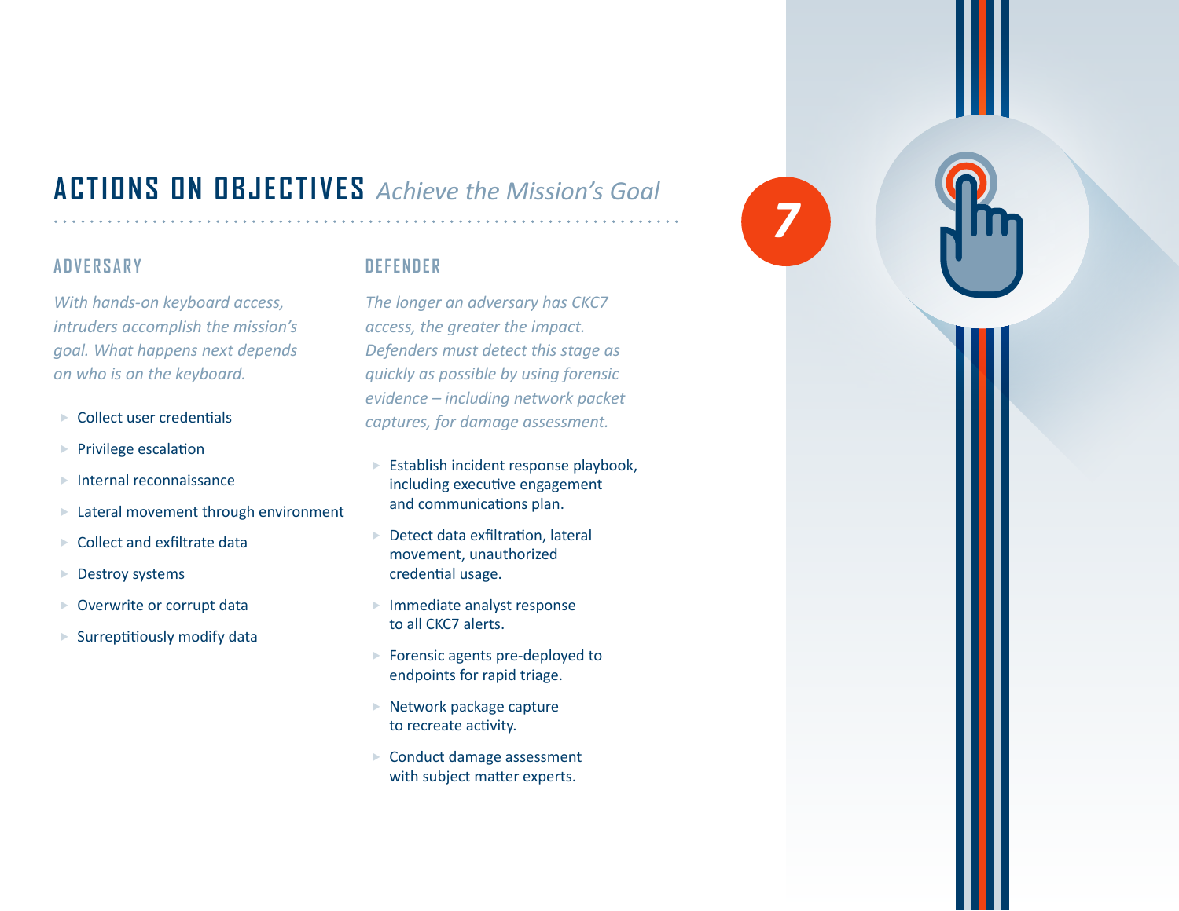# ACTIONS ON OBJECTIVES *Achieve the Mission's Goal*

7

## ADVERSARY

*With hands-on keyboard access, intruders accomplish the mission's goal. What happens next depends on who is on the keyboard.*

- Collect user credentials
- Privilege escalation
- Internal reconnaissance
- Lateral movement through environment
- Collect and exfiltrate data
- Destroy systems
- Overwrite or corrupt data
- Surreptitiously modify data

## DEFENDER

*The longer an adversary has CKC7 access, the greater the impact. Defenders must detect this stage as quickly as possible by using forensic evidence – including network packet captures, for damage assessment.*

- Establish incident response playbook, including executive engagement and communications plan.
- Detect data exfiltration, lateral movement, unauthorized credential usage.
- Immediate analyst response to all CKC7 alerts.
- Forensic agents pre-deployed to endpoints for rapid triage.
- Network package capture to recreate activity.
- Conduct damage assessment with subject matter experts.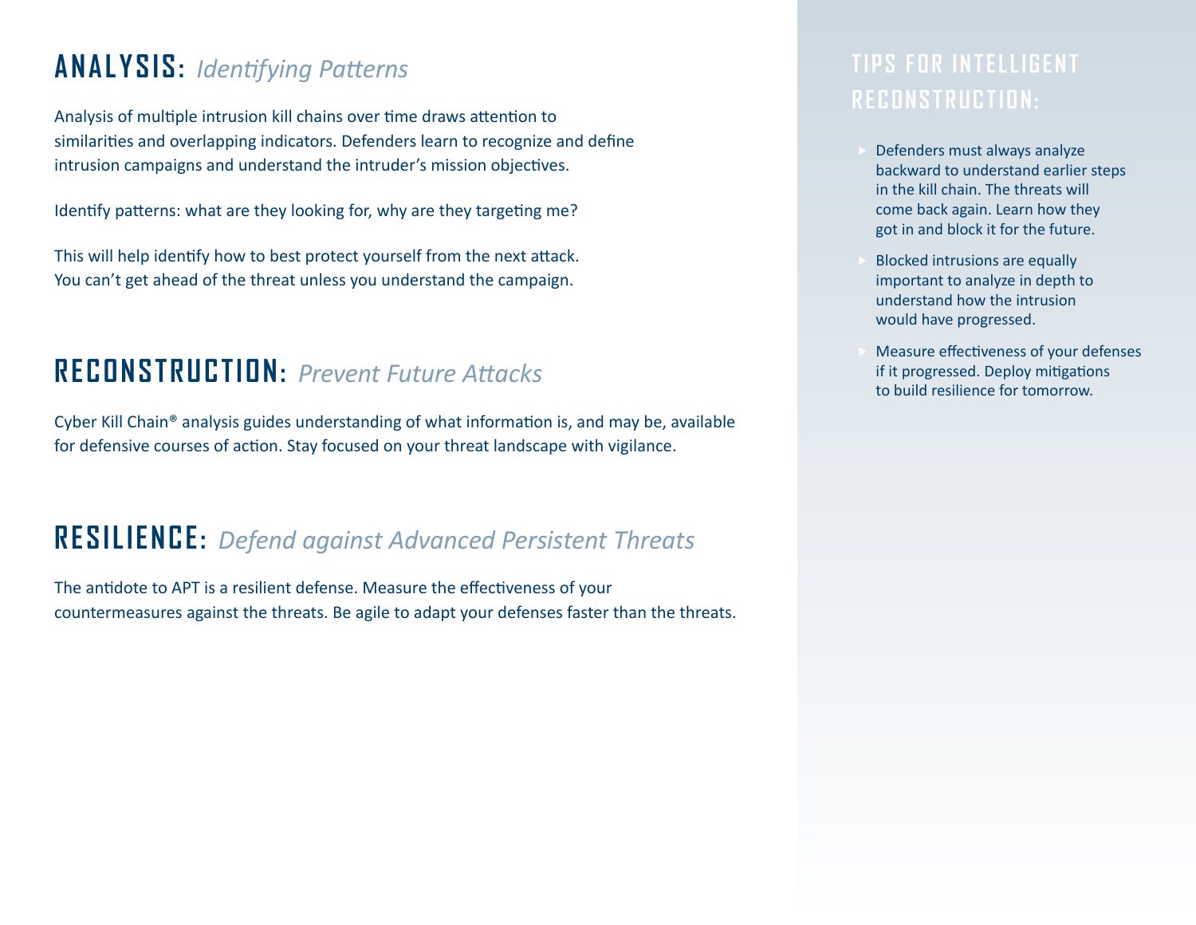## ANALYSIS: *Identifying Patterns*

Analysis of multiple intrusion kill chains over time draws attention to similarities and overlapping indicators. Defenders learn to recognize and define intrusion campaigns and understand the intruder's mission objectives.

Identify patterns: what are they looking for, why are they targeting me?

This will help identify how to best protect yourself from the next attack. You can't get ahead of the threat unless you understand the campaign.

## RECONSTRUCTION: *Prevent Future Attacks*

Cyber Kill Chain® analysis guides understanding of what information is, and may be, available for defensive courses of action. Stay focused on your threat landscape with vigilance.

## RESILIENCE: *Defend against Advanced Persistent Threats*

The antidote to APT is a resilient defense. Measure the effectiveness of your countermeasures against the threats. Be agile to adapt your defenses faster than the threats.

### TIPS FOR INTELLIGENT RECONSTRUCTION:

- Defenders must always analyze backward to understand earlier steps in the kill chain. The threats will come back again. Learn how they got in and block it for the future.
- Blocked intrusions are equally important to analyze in depth to understand how the intrusion would have progressed.
- Measure effectiveness of your defenses if it progressed. Deploy mitigations to build resilience for tomorrow.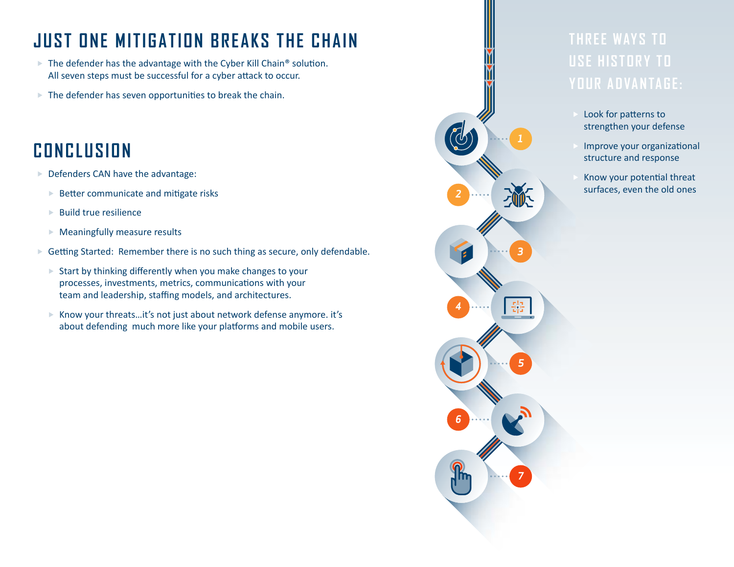# JUST ONE MITIGATION BREAKS THE CHAIN

- The defender has the advantage with the Cyber Kill Chain® solution. All seven steps must be successful for a cyber attack to occur.
- The defender has seven opportunities to break the chain.

# CONCLUSION

- Defenders CAN have the advantage:
  - Better communicate and mitigate risks
  - Build true resilience
  - Meaningfully measure results
- Getting Started: Remember there is no such thing as secure, only defendable.
  - Start by thinking differently when you make changes to your processes, investments, metrics, communications with your team and leadership, staffing models, and architectures.
  - Know your threats…it's not just about network defense anymore. it's about defending much more like your platforms and mobile users.

## THREE WAYS TO USE HISTORY TO YOUR ADVANTAGE:

- Look for patterns to strengthen your defense
- Improve your organizational structure and response
- Know your potential threat surfaces, even the old ones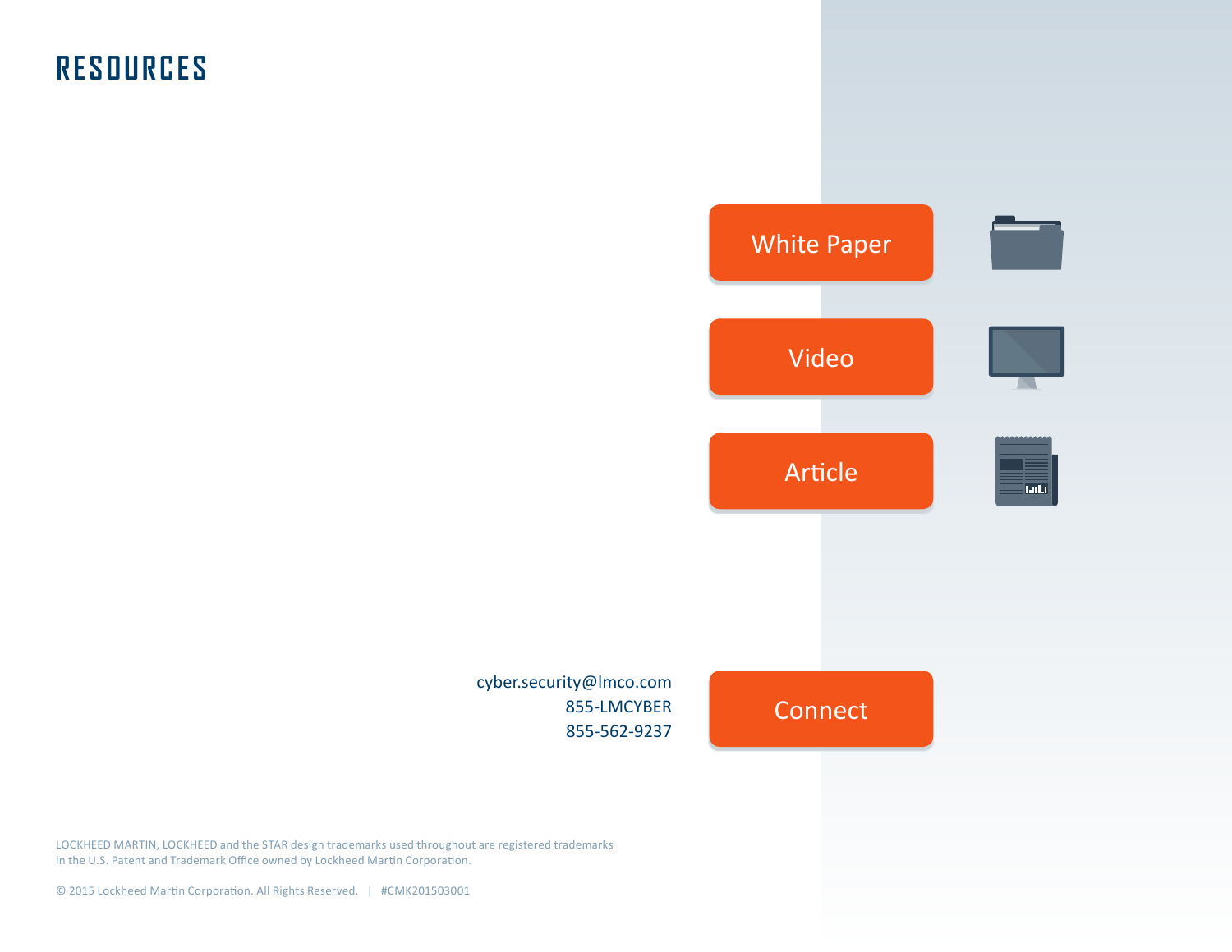# RESOURCES

White Paper

Video

Article

cyber.security@lmco.com
855-LMCYBER
855-562-9237

Connect

LOCKHEED MARTIN, LOCKHEED and the STAR design trademarks used throughout are registered trademarks in the U.S. Patent and Trademark Office owned by Lockheed Martin Corporation.

© 2015 Lockheed Martin Corporation. All Rights Reserved. | #CMK201503001